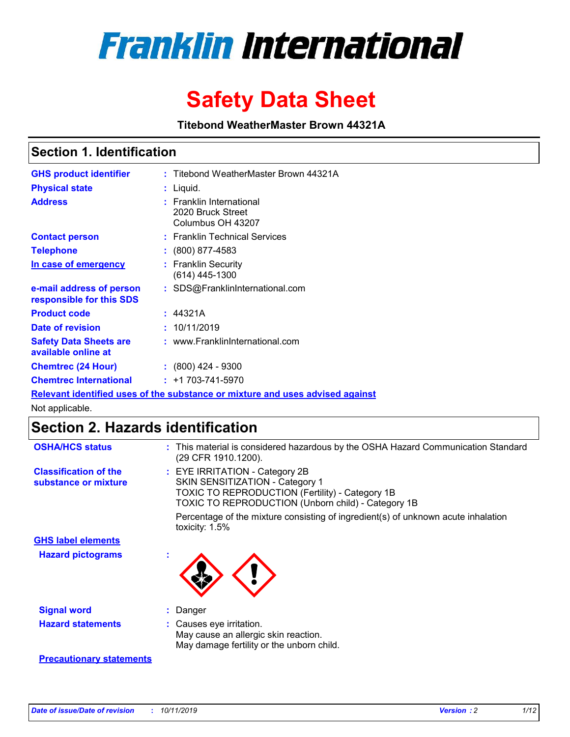# Franklin International

# Safety Data Sheet

**Titebond WeatherMaster Brown 44321A**

## Section 1. Identification

| | | |
|---|---|---|
| **GHS product identifier** | : | Titebond WeatherMaster Brown 44321A |
| **Physical state** | : | Liquid. |
| **Address** | : | Franklin International<br>2020 Bruck Street<br>Columbus OH 43207 |
| **Contact person** | : | Franklin Technical Services |
| **Telephone** | : | (800) 877-4583 |
| **In case of emergency** | : | Franklin Security<br>(614) 445-1300 |
| **e-mail address of person responsible for this SDS** | : | SDS@FranklinInternational.com |
| **Product code** | : | 44321A |
| **Date of revision** | : | 10/11/2019 |
| **Safety Data Sheets are available online at** | : | www.FranklinInternational.com |
| **Chemtrec (24 Hour)** | : | (800) 424 - 9300 |
| **Chemtrec International** | : | +1 703-741-5970 |

**Relevant identified uses of the substance or mixture and uses advised against**

Not applicable.

## Section 2. Hazards identification

| | | |
|---|---|---|
| **OSHA/HCS status** | : | This material is considered hazardous by the OSHA Hazard Communication Standard (29 CFR 1910.1200). |
| **Classification of the substance or mixture** | : | EYE IRRITATION - Category 2B<br>SKIN SENSITIZATION - Category 1<br>TOXIC TO REPRODUCTION (Fertility) - Category 1B<br>TOXIC TO REPRODUCTION (Unborn child) - Category 1B<br><br>Percentage of the mixture consisting of ingredient(s) of unknown acute inhalation toxicity: 1.5% |

**GHS label elements**

| | | |
|---|---|---|
| **Hazard pictograms** | : | |
| **Signal word** | : | Danger |
| **Hazard statements** | : | Causes eye irritation.<br>May cause an allergic skin reaction.<br>May damage fertility or the unborn child. |

**Precautionary statements**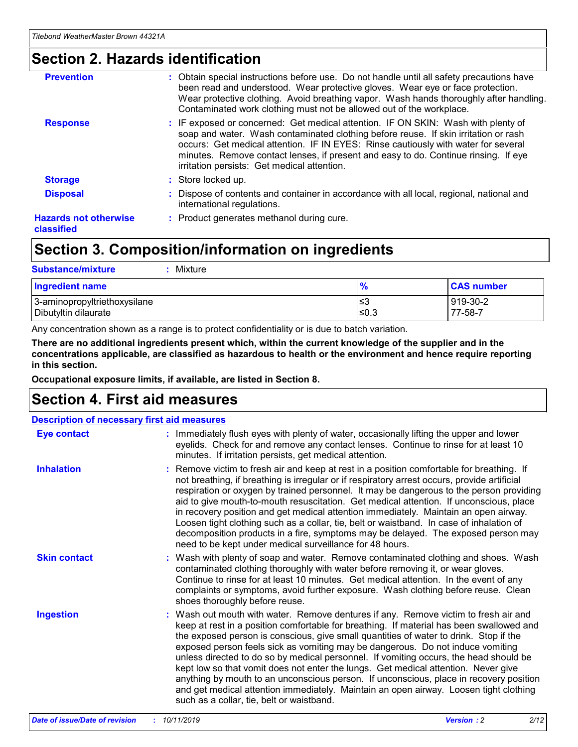# Section 2. Hazards identification

**Prevention** : Obtain special instructions before use. Do not handle until all safety precautions have been read and understood. Wear protective gloves. Wear eye or face protection. Wear protective clothing. Avoid breathing vapor. Wash hands thoroughly after handling. Contaminated work clothing must not be allowed out of the workplace.

**Response** : IF exposed or concerned: Get medical attention. IF ON SKIN: Wash with plenty of soap and water. Wash contaminated clothing before reuse. If skin irritation or rash occurs: Get medical attention. IF IN EYES: Rinse cautiously with water for several minutes. Remove contact lenses, if present and easy to do. Continue rinsing. If eye irritation persists: Get medical attention.

**Storage** : Store locked up.

**Disposal** : Dispose of contents and container in accordance with all local, regional, national and international regulations.

**Hazards not otherwise classified** : Product generates methanol during cure.

# Section 3. Composition/information on ingredients

**Substance/mixture** : Mixture

| Ingredient name | % | CAS number |
|---|---|---|
| 3-aminopropyltriethoxysilane | ≤3 | 919-30-2 |
| Dibutyltin dilaurate | ≤0.3 | 77-58-7 |

Any concentration shown as a range is to protect confidentiality or is due to batch variation.

**There are no additional ingredients present which, within the current knowledge of the supplier and in the concentrations applicable, are classified as hazardous to health or the environment and hence require reporting in this section.**

**Occupational exposure limits, if available, are listed in Section 8.**

# Section 4. First aid measures

## Description of necessary first aid measures

**Eye contact** : Immediately flush eyes with plenty of water, occasionally lifting the upper and lower eyelids. Check for and remove any contact lenses. Continue to rinse for at least 10 minutes. If irritation persists, get medical attention.

**Inhalation** : Remove victim to fresh air and keep at rest in a position comfortable for breathing. If not breathing, if breathing is irregular or if respiratory arrest occurs, provide artificial respiration or oxygen by trained personnel. It may be dangerous to the person providing aid to give mouth-to-mouth resuscitation. Get medical attention. If unconscious, place in recovery position and get medical attention immediately. Maintain an open airway. Loosen tight clothing such as a collar, tie, belt or waistband. In case of inhalation of decomposition products in a fire, symptoms may be delayed. The exposed person may need to be kept under medical surveillance for 48 hours.

**Skin contact** : Wash with plenty of soap and water. Remove contaminated clothing and shoes. Wash contaminated clothing thoroughly with water before removing it, or wear gloves. Continue to rinse for at least 10 minutes. Get medical attention. In the event of any complaints or symptoms, avoid further exposure. Wash clothing before reuse. Clean shoes thoroughly before reuse.

**Ingestion** : Wash out mouth with water. Remove dentures if any. Remove victim to fresh air and keep at rest in a position comfortable for breathing. If material has been swallowed and the exposed person is conscious, give small quantities of water to drink. Stop if the exposed person feels sick as vomiting may be dangerous. Do not induce vomiting unless directed to do so by medical personnel. If vomiting occurs, the head should be kept low so that vomit does not enter the lungs. Get medical attention. Never give anything by mouth to an unconscious person. If unconscious, place in recovery position and get medical attention immediately. Maintain an open airway. Loosen tight clothing such as a collar, tie, belt or waistband.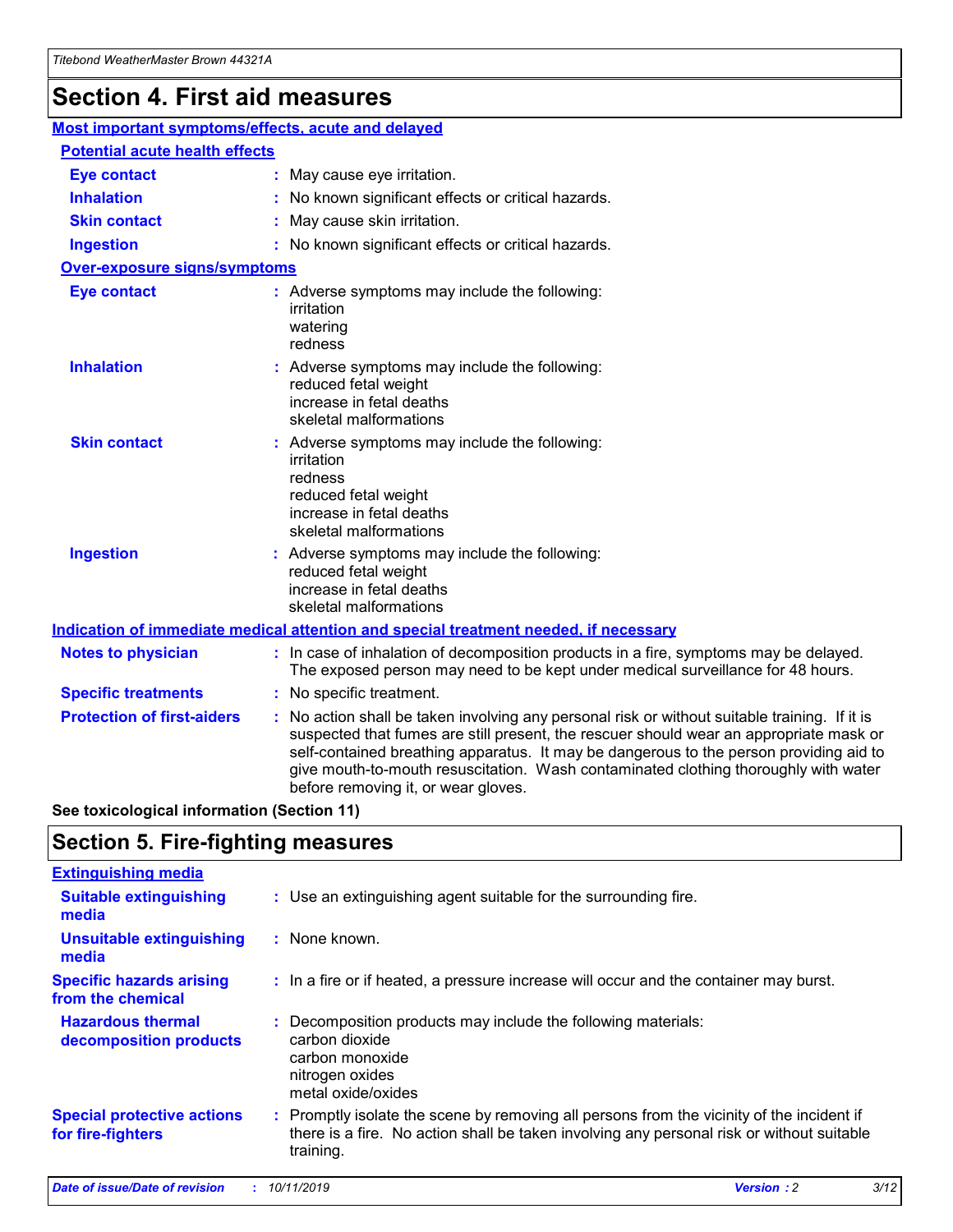# Section 4. First aid measures

## Most important symptoms/effects, acute and delayed

### Potential acute health effects

| | |
|---|---|
| **Eye contact** | : May cause eye irritation. |
| **Inhalation** | : No known significant effects or critical hazards. |
| **Skin contact** | : May cause skin irritation. |
| **Ingestion** | : No known significant effects or critical hazards. |

### Over-exposure signs/symptoms

| | |
|---|---|
| **Eye contact** | : Adverse symptoms may include the following:<br>irritation<br>watering<br>redness |
| **Inhalation** | : Adverse symptoms may include the following:<br>reduced fetal weight<br>increase in fetal deaths<br>skeletal malformations |
| **Skin contact** | : Adverse symptoms may include the following:<br>irritation<br>redness<br>reduced fetal weight<br>increase in fetal deaths<br>skeletal malformations |
| **Ingestion** | : Adverse symptoms may include the following:<br>reduced fetal weight<br>increase in fetal deaths<br>skeletal malformations |

## Indication of immediate medical attention and special treatment needed, if necessary

| | |
|---|---|
| **Notes to physician** | : In case of inhalation of decomposition products in a fire, symptoms may be delayed. The exposed person may need to be kept under medical surveillance for 48 hours. |
| **Specific treatments** | : No specific treatment. |
| **Protection of first-aiders** | : No action shall be taken involving any personal risk or without suitable training. If it is suspected that fumes are still present, the rescuer should wear an appropriate mask or self-contained breathing apparatus. It may be dangerous to the person providing aid to give mouth-to-mouth resuscitation. Wash contaminated clothing thoroughly with water before removing it, or wear gloves. |

**See toxicological information (Section 11)**

# Section 5. Fire-fighting measures

## Extinguishing media

| | |
|---|---|
| **Suitable extinguishing media** | : Use an extinguishing agent suitable for the surrounding fire. |
| **Unsuitable extinguishing media** | : None known. |
| **Specific hazards arising from the chemical** | : In a fire or if heated, a pressure increase will occur and the container may burst. |
| **Hazardous thermal decomposition products** | : Decomposition products may include the following materials:<br>carbon dioxide<br>carbon monoxide<br>nitrogen oxides<br>metal oxide/oxides |
| **Special protective actions for fire-fighters** | : Promptly isolate the scene by removing all persons from the vicinity of the incident if there is a fire. No action shall be taken involving any personal risk or without suitable training. |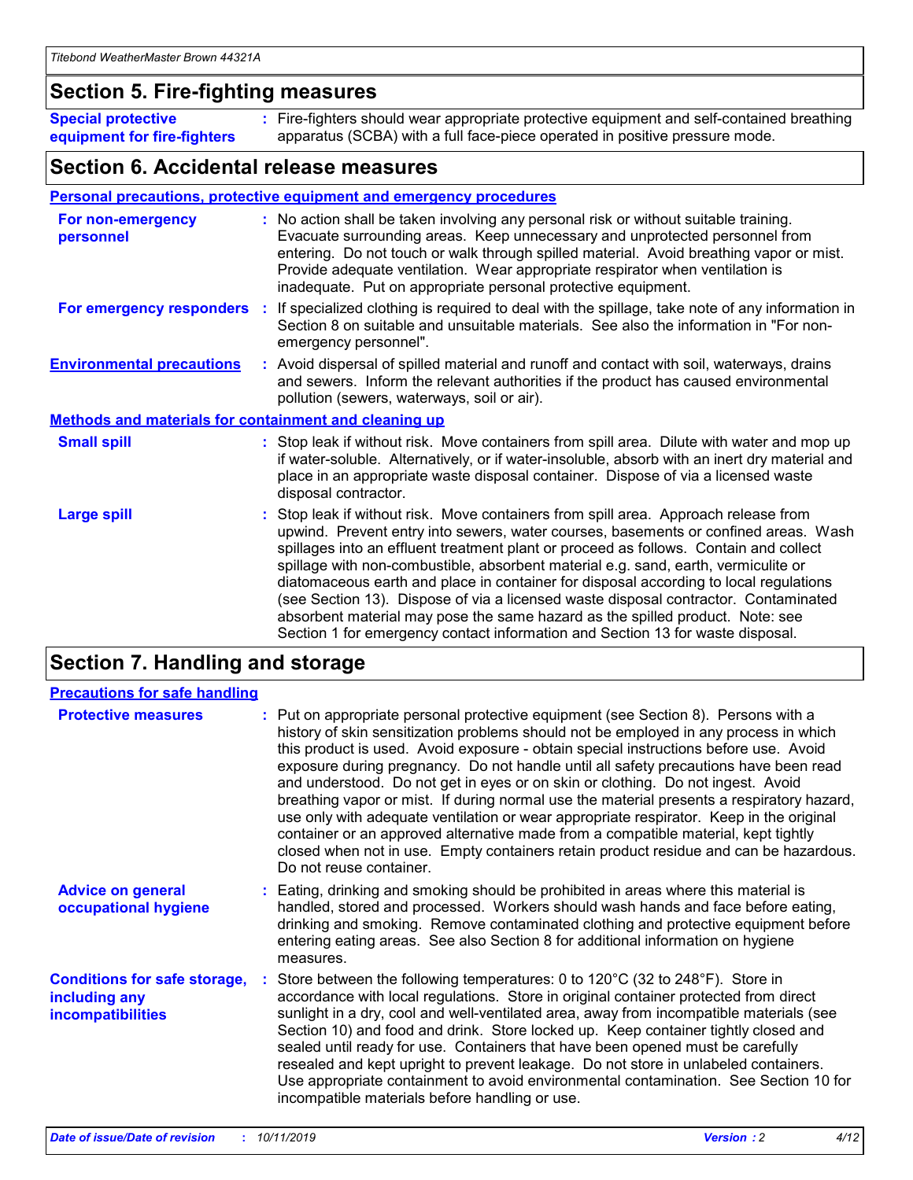## Section 5. Fire-fighting measures

**Special protective equipment for fire-fighters** : Fire-fighters should wear appropriate protective equipment and self-contained breathing apparatus (SCBA) with a full face-piece operated in positive pressure mode.

## Section 6. Accidental release measures

### Personal precautions, protective equipment and emergency procedures

**For non-emergency personnel** : No action shall be taken involving any personal risk or without suitable training. Evacuate surrounding areas. Keep unnecessary and unprotected personnel from entering. Do not touch or walk through spilled material. Avoid breathing vapor or mist. Provide adequate ventilation. Wear appropriate respirator when ventilation is inadequate. Put on appropriate personal protective equipment.

**For emergency responders** : If specialized clothing is required to deal with the spillage, take note of any information in Section 8 on suitable and unsuitable materials. See also the information in "For non-emergency personnel".

**Environmental precautions** : Avoid dispersal of spilled material and runoff and contact with soil, waterways, drains and sewers. Inform the relevant authorities if the product has caused environmental pollution (sewers, waterways, soil or air).

### Methods and materials for containment and cleaning up

**Small spill** : Stop leak if without risk. Move containers from spill area. Dilute with water and mop up if water-soluble. Alternatively, or if water-insoluble, absorb with an inert dry material and place in an appropriate waste disposal container. Dispose of via a licensed waste disposal contractor.

**Large spill** : Stop leak if without risk. Move containers from spill area. Approach release from upwind. Prevent entry into sewers, water courses, basements or confined areas. Wash spillages into an effluent treatment plant or proceed as follows. Contain and collect spillage with non-combustible, absorbent material e.g. sand, earth, vermiculite or diatomaceous earth and place in container for disposal according to local regulations (see Section 13). Dispose of via a licensed waste disposal contractor. Contaminated absorbent material may pose the same hazard as the spilled product. Note: see Section 1 for emergency contact information and Section 13 for waste disposal.

## Section 7. Handling and storage

### Precautions for safe handling

**Protective measures** : Put on appropriate personal protective equipment (see Section 8). Persons with a history of skin sensitization problems should not be employed in any process in which this product is used. Avoid exposure - obtain special instructions before use. Avoid exposure during pregnancy. Do not handle until all safety precautions have been read and understood. Do not get in eyes or on skin or clothing. Do not ingest. Avoid breathing vapor or mist. If during normal use the material presents a respiratory hazard, use only with adequate ventilation or wear appropriate respirator. Keep in the original container or an approved alternative made from a compatible material, kept tightly closed when not in use. Empty containers retain product residue and can be hazardous. Do not reuse container.

**Advice on general occupational hygiene** : Eating, drinking and smoking should be prohibited in areas where this material is handled, stored and processed. Workers should wash hands and face before eating, drinking and smoking. Remove contaminated clothing and protective equipment before entering eating areas. See also Section 8 for additional information on hygiene measures.

**Conditions for safe storage, including any incompatibilities** : Store between the following temperatures: 0 to 120°C (32 to 248°F). Store in accordance with local regulations. Store in original container protected from direct sunlight in a dry, cool and well-ventilated area, away from incompatible materials (see Section 10) and food and drink. Store locked up. Keep container tightly closed and sealed until ready for use. Containers that have been opened must be carefully resealed and kept upright to prevent leakage. Do not store in unlabeled containers. Use appropriate containment to avoid environmental contamination. See Section 10 for incompatible materials before handling or use.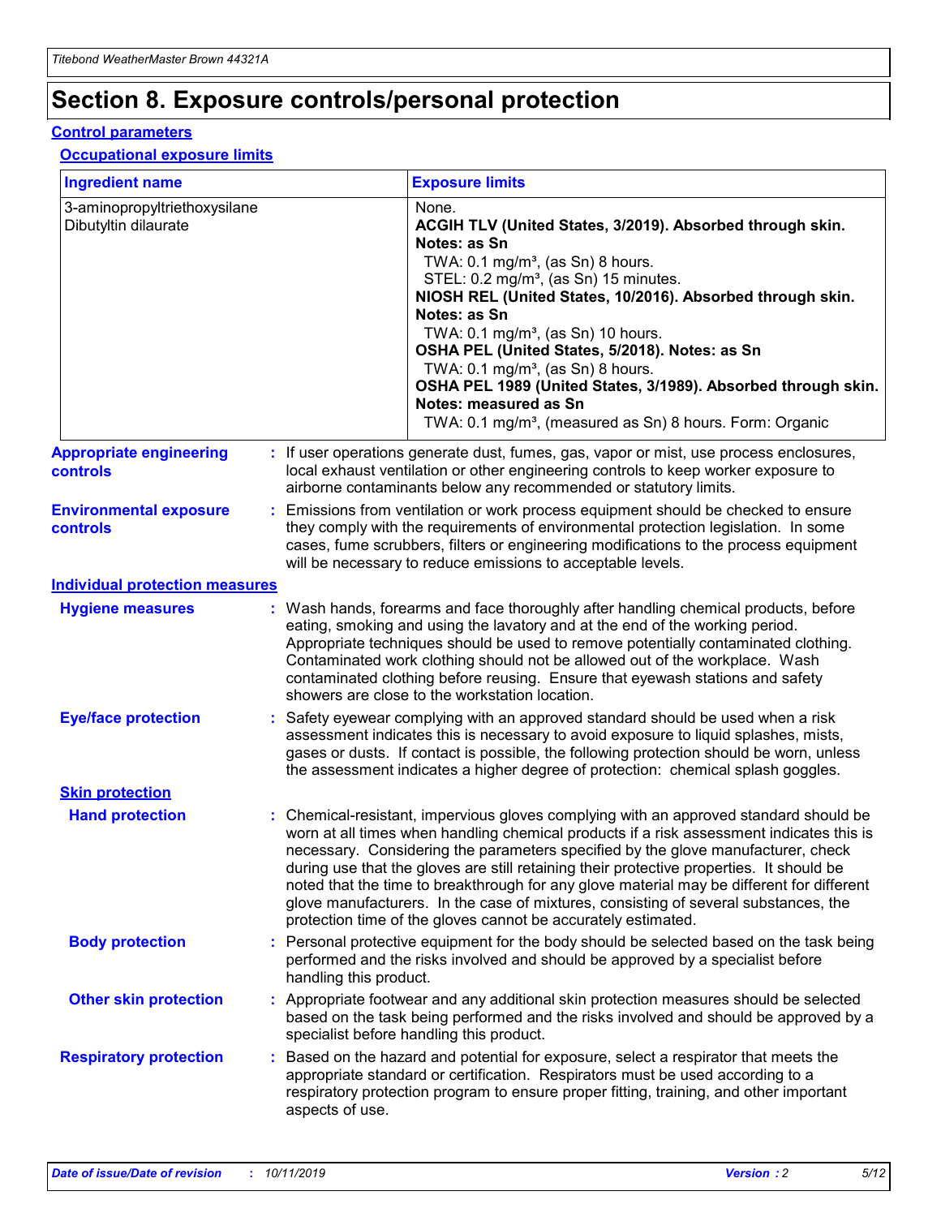# Section 8. Exposure controls/personal protection

## Control parameters

### Occupational exposure limits

| Ingredient name | Exposure limits |
| --- | --- |
| 3-aminopropyltriethoxysilane<br>Dibutyltin dilaurate | None.<br>**ACGIH TLV (United States, 3/2019). Absorbed through skin. Notes: as Sn**<br>TWA: 0.1 mg/m³, (as Sn) 8 hours.<br>STEL: 0.2 mg/m³, (as Sn) 15 minutes.<br>**NIOSH REL (United States, 10/2016). Absorbed through skin. Notes: as Sn**<br>TWA: 0.1 mg/m³, (as Sn) 10 hours.<br>**OSHA PEL (United States, 5/2018). Notes: as Sn**<br>TWA: 0.1 mg/m³, (as Sn) 8 hours.<br>**OSHA PEL 1989 (United States, 3/1989). Absorbed through skin. Notes: measured as Sn**<br>TWA: 0.1 mg/m³, (measured as Sn) 8 hours. Form: Organic |

**Appropriate engineering controls** : If user operations generate dust, fumes, gas, vapor or mist, use process enclosures, local exhaust ventilation or other engineering controls to keep worker exposure to airborne contaminants below any recommended or statutory limits.

**Environmental exposure controls** : Emissions from ventilation or work process equipment should be checked to ensure they comply with the requirements of environmental protection legislation. In some cases, fume scrubbers, filters or engineering modifications to the process equipment will be necessary to reduce emissions to acceptable levels.

## Individual protection measures

**Hygiene measures** : Wash hands, forearms and face thoroughly after handling chemical products, before eating, smoking and using the lavatory and at the end of the working period. Appropriate techniques should be used to remove potentially contaminated clothing. Contaminated work clothing should not be allowed out of the workplace. Wash contaminated clothing before reusing. Ensure that eyewash stations and safety showers are close to the workstation location.

**Eye/face protection** : Safety eyewear complying with an approved standard should be used when a risk assessment indicates this is necessary to avoid exposure to liquid splashes, mists, gases or dusts. If contact is possible, the following protection should be worn, unless the assessment indicates a higher degree of protection: chemical splash goggles.

### Skin protection

**Hand protection** : Chemical-resistant, impervious gloves complying with an approved standard should be worn at all times when handling chemical products if a risk assessment indicates this is necessary. Considering the parameters specified by the glove manufacturer, check during use that the gloves are still retaining their protective properties. It should be noted that the time to breakthrough for any glove material may be different for different glove manufacturers. In the case of mixtures, consisting of several substances, the protection time of the gloves cannot be accurately estimated.

**Body protection** : Personal protective equipment for the body should be selected based on the task being performed and the risks involved and should be approved by a specialist before handling this product.

**Other skin protection** : Appropriate footwear and any additional skin protection measures should be selected based on the task being performed and the risks involved and should be approved by a specialist before handling this product.

**Respiratory protection** : Based on the hazard and potential for exposure, select a respirator that meets the appropriate standard or certification. Respirators must be used according to a respiratory protection program to ensure proper fitting, training, and other important aspects of use.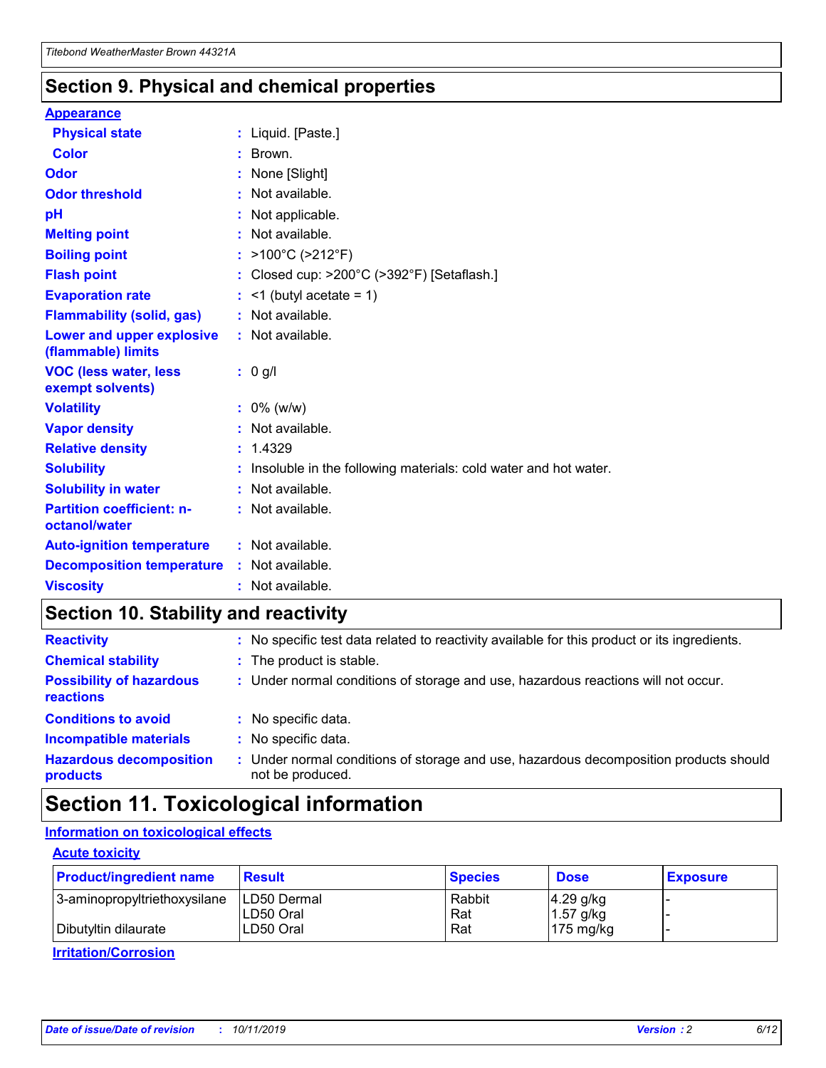## Section 9. Physical and chemical properties

### Appearance

| | |
|---|---|
| **Physical state** | : Liquid. [Paste.] |
| **Color** | : Brown. |
| **Odor** | : None [Slight] |
| **Odor threshold** | : Not available. |
| **pH** | : Not applicable. |
| **Melting point** | : Not available. |
| **Boiling point** | : >100°C (>212°F) |
| **Flash point** | : Closed cup: >200°C (>392°F) [Setaflash.] |
| **Evaporation rate** | : <1 (butyl acetate = 1) |
| **Flammability (solid, gas)** | : Not available. |
| **Lower and upper explosive (flammable) limits** | : Not available. |
| **VOC (less water, less exempt solvents)** | : 0 g/l |
| **Volatility** | : 0% (w/w) |
| **Vapor density** | : Not available. |
| **Relative density** | : 1.4329 |
| **Solubility** | : Insoluble in the following materials: cold water and hot water. |
| **Solubility in water** | : Not available. |
| **Partition coefficient: n-octanol/water** | : Not available. |
| **Auto-ignition temperature** | : Not available. |
| **Decomposition temperature** | : Not available. |
| **Viscosity** | : Not available. |

## Section 10. Stability and reactivity

| | |
|---|---|
| **Reactivity** | : No specific test data related to reactivity available for this product or its ingredients. |
| **Chemical stability** | : The product is stable. |
| **Possibility of hazardous reactions** | : Under normal conditions of storage and use, hazardous reactions will not occur. |
| **Conditions to avoid** | : No specific data. |
| **Incompatible materials** | : No specific data. |
| **Hazardous decomposition products** | : Under normal conditions of storage and use, hazardous decomposition products should not be produced. |

## Section 11. Toxicological information

### Information on toxicological effects

#### Acute toxicity

| Product/ingredient name | Result | Species | Dose | Exposure |
|---|---|---|---|---|
| 3-aminopropyltriethoxysilane | LD50 Dermal | Rabbit | 4.29 g/kg | - |
| | LD50 Oral | Rat | 1.57 g/kg | - |
| Dibutyltin dilaurate | LD50 Oral | Rat | 175 mg/kg | - |

#### Irritation/Corrosion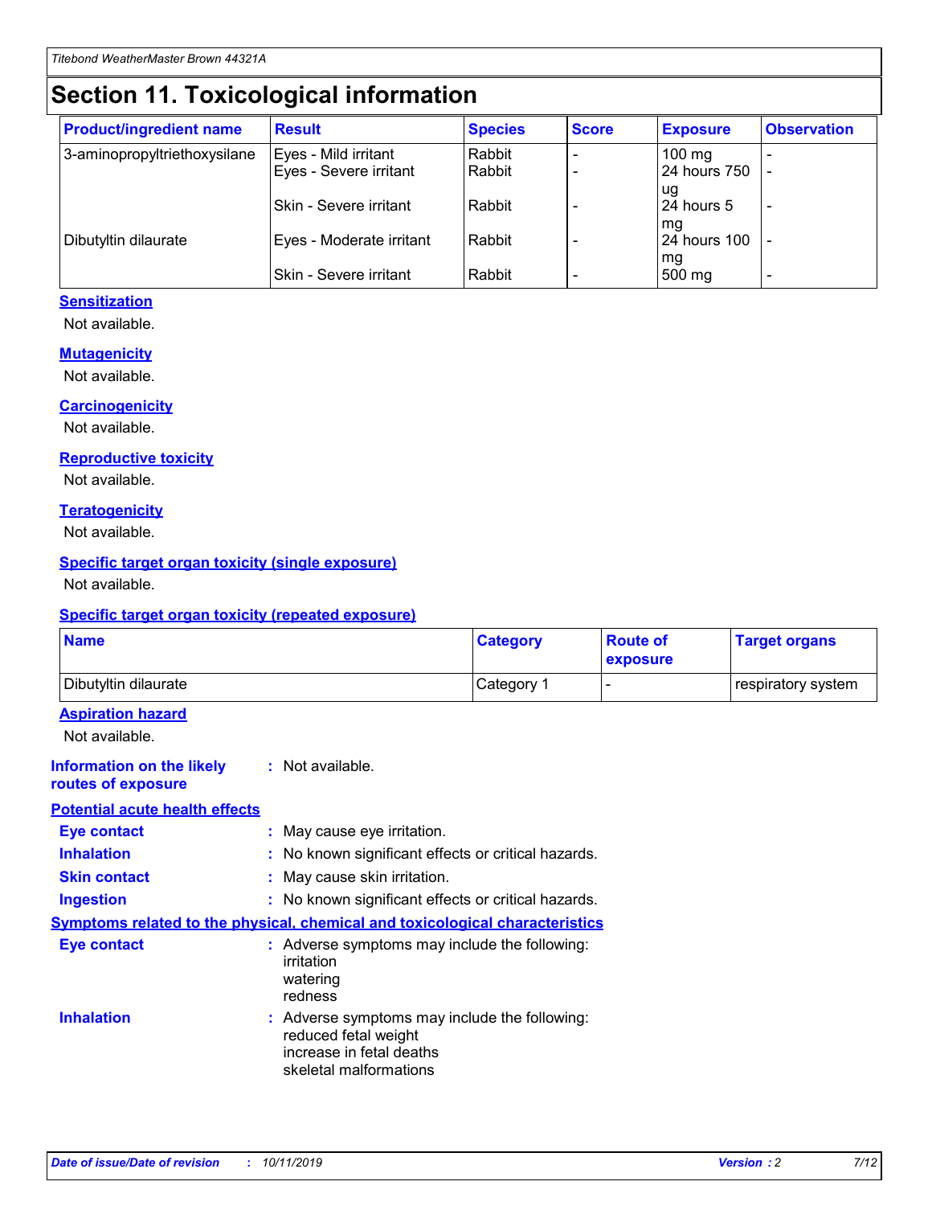# Section 11. Toxicological information

| Product/ingredient name | Result | Species | Score | Exposure | Observation |
| --- | --- | --- | --- | --- | --- |
| 3-aminopropyltriethoxysilane | Eyes - Mild irritant | Rabbit | - | 100 mg | - |
| | Eyes - Severe irritant | Rabbit | - | 24 hours 750 ug | - |
| | Skin - Severe irritant | Rabbit | - | 24 hours 5 mg | - |
| Dibutyltin dilaurate | Eyes - Moderate irritant | Rabbit | - | 24 hours 100 mg | - |
| | Skin - Severe irritant | Rabbit | - | 500 mg | - |

**Sensitization**

Not available.

**Mutagenicity**

Not available.

**Carcinogenicity**

Not available.

**Reproductive toxicity**

Not available.

**Teratogenicity**

Not available.

**Specific target organ toxicity (single exposure)**

Not available.

**Specific target organ toxicity (repeated exposure)**

| Name | Category | Route of exposure | Target organs |
| --- | --- | --- | --- |
| Dibutyltin dilaurate | Category 1 | - | respiratory system |

**Aspiration hazard**

Not available.

**Information on the likely routes of exposure** : Not available.

**Potential acute health effects**

**Eye contact** : May cause eye irritation.

**Inhalation** : No known significant effects or critical hazards.

**Skin contact** : May cause skin irritation.

**Ingestion** : No known significant effects or critical hazards.

**Symptoms related to the physical, chemical and toxicological characteristics**

**Eye contact** : Adverse symptoms may include the following:
irritation
watering
redness

**Inhalation** : Adverse symptoms may include the following:
reduced fetal weight
increase in fetal deaths
skeletal malformations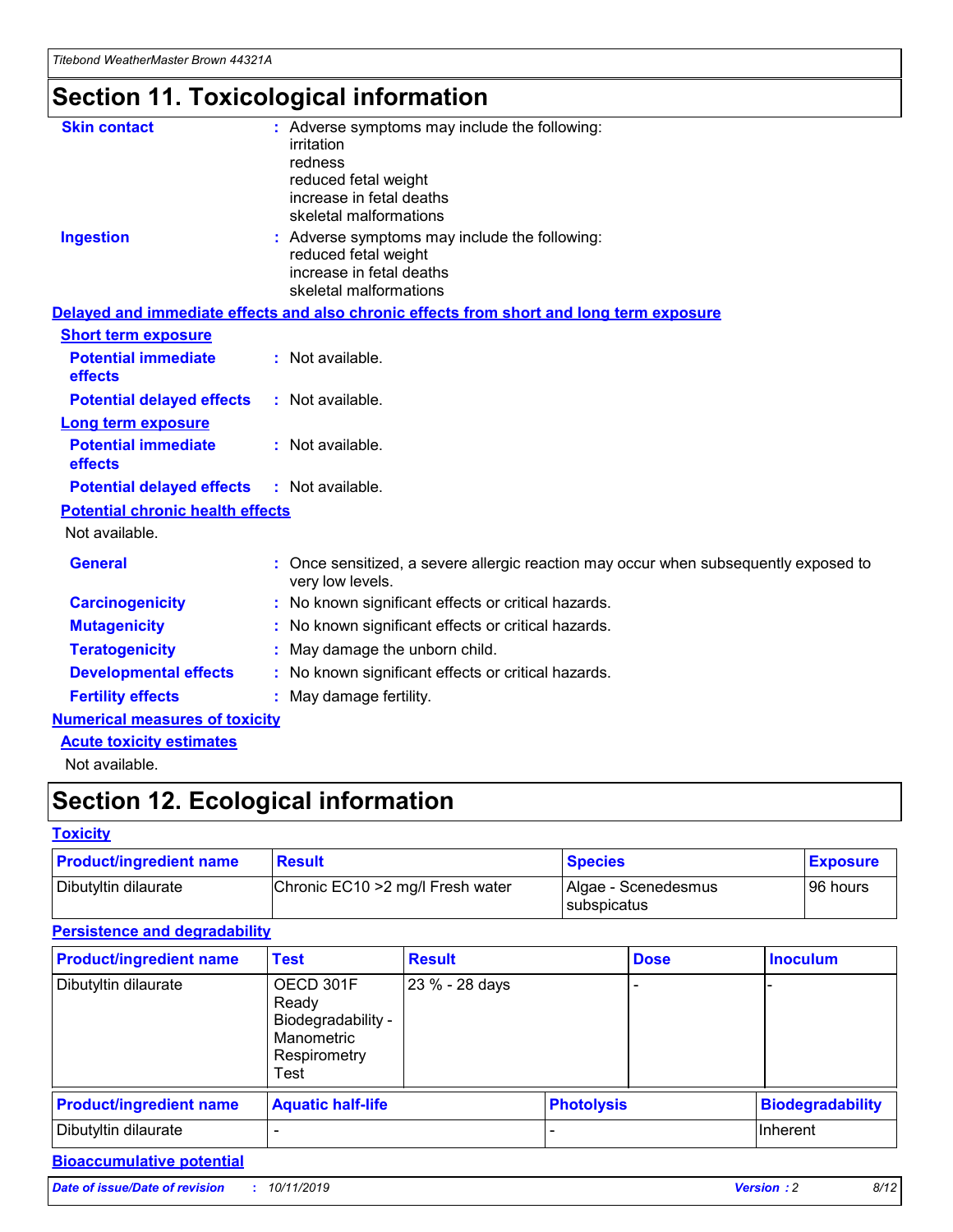# Section 11. Toxicological information

**Skin contact** : Adverse symptoms may include the following:
irritation
redness
reduced fetal weight
increase in fetal deaths
skeletal malformations

**Ingestion** : Adverse symptoms may include the following:
reduced fetal weight
increase in fetal deaths
skeletal malformations

**Delayed and immediate effects and also chronic effects from short and long term exposure**

**Short term exposure**

**Potential immediate effects** : Not available.

**Potential delayed effects** : Not available.

**Long term exposure**

**Potential immediate effects** : Not available.

**Potential delayed effects** : Not available.

**Potential chronic health effects**

Not available.

**General** : Once sensitized, a severe allergic reaction may occur when subsequently exposed to very low levels.

**Carcinogenicity** : No known significant effects or critical hazards.

**Mutagenicity** : No known significant effects or critical hazards.

**Teratogenicity** : May damage the unborn child.

**Developmental effects** : No known significant effects or critical hazards.

**Fertility effects** : May damage fertility.

**Numerical measures of toxicity**

**Acute toxicity estimates**

Not available.

# Section 12. Ecological information

**Toxicity**

| Product/ingredient name | Result | Species | Exposure |
|---|---|---|---|
| Dibutyltin dilaurate | Chronic EC10 >2 mg/l Fresh water | Algae - Scenedesmus subspicatus | 96 hours |

**Persistence and degradability**

| Product/ingredient name | Test | Result | Dose | Inoculum |
|---|---|---|---|---|
| Dibutyltin dilaurate | OECD 301F Ready Biodegradability - Manometric Respirometry Test | 23 % - 28 days | - | - |

| Product/ingredient name | Aquatic half-life | Photolysis | Biodegradability |
|---|---|---|---|
| Dibutyltin dilaurate | - | - | Inherent |

**Bioaccumulative potential**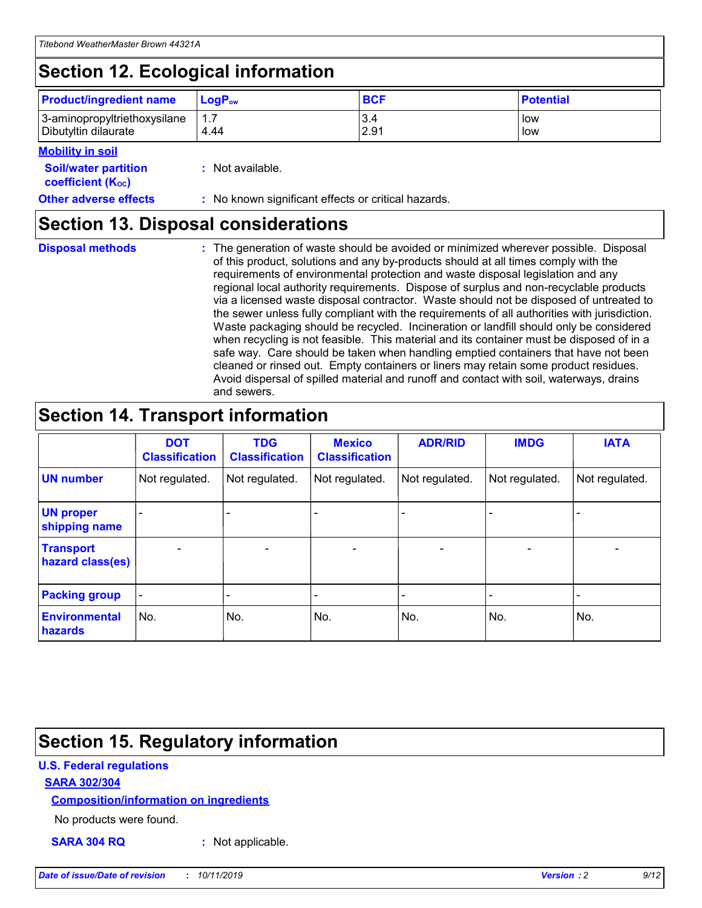## Section 12. Ecological information

| Product/ingredient name | $LogP_{ow}$ | BCF | Potential |
|---|---|---|---|
| 3-aminopropyltriethoxysilane | 1.7 | 3.4 | low |
| Dibutyltin dilaurate | 4.44 | 2.91 | low |

**Mobility in soil**

**Soil/water partition coefficient ($K_{OC}$)** : Not available.

**Other adverse effects** : No known significant effects or critical hazards.

## Section 13. Disposal considerations

**Disposal methods** : The generation of waste should be avoided or minimized wherever possible. Disposal of this product, solutions and any by-products should at all times comply with the requirements of environmental protection and waste disposal legislation and any regional local authority requirements. Dispose of surplus and non-recyclable products via a licensed waste disposal contractor. Waste should not be disposed of untreated to the sewer unless fully compliant with the requirements of all authorities with jurisdiction. Waste packaging should be recycled. Incineration or landfill should only be considered when recycling is not feasible. This material and its container must be disposed of in a safe way. Care should be taken when handling emptied containers that have not been cleaned or rinsed out. Empty containers or liners may retain some product residues. Avoid dispersal of spilled material and runoff and contact with soil, waterways, drains and sewers.

## Section 14. Transport information

| | DOT Classification | TDG Classification | Mexico Classification | ADR/RID | IMDG | IATA |
|---|---|---|---|---|---|---|
| UN number | Not regulated. | Not regulated. | Not regulated. | Not regulated. | Not regulated. | Not regulated. |
| UN proper shipping name | - | - | - | - | - | - |
| Transport hazard class(es) | - | - | - | - | - | - |
| Packing group | - | - | - | - | - | - |
| Environmental hazards | No. | No. | No. | No. | No. | No. |

## Section 15. Regulatory information

**U.S. Federal regulations**

**SARA 302/304**

**Composition/information on ingredients**

No products were found.

**SARA 304 RQ** : Not applicable.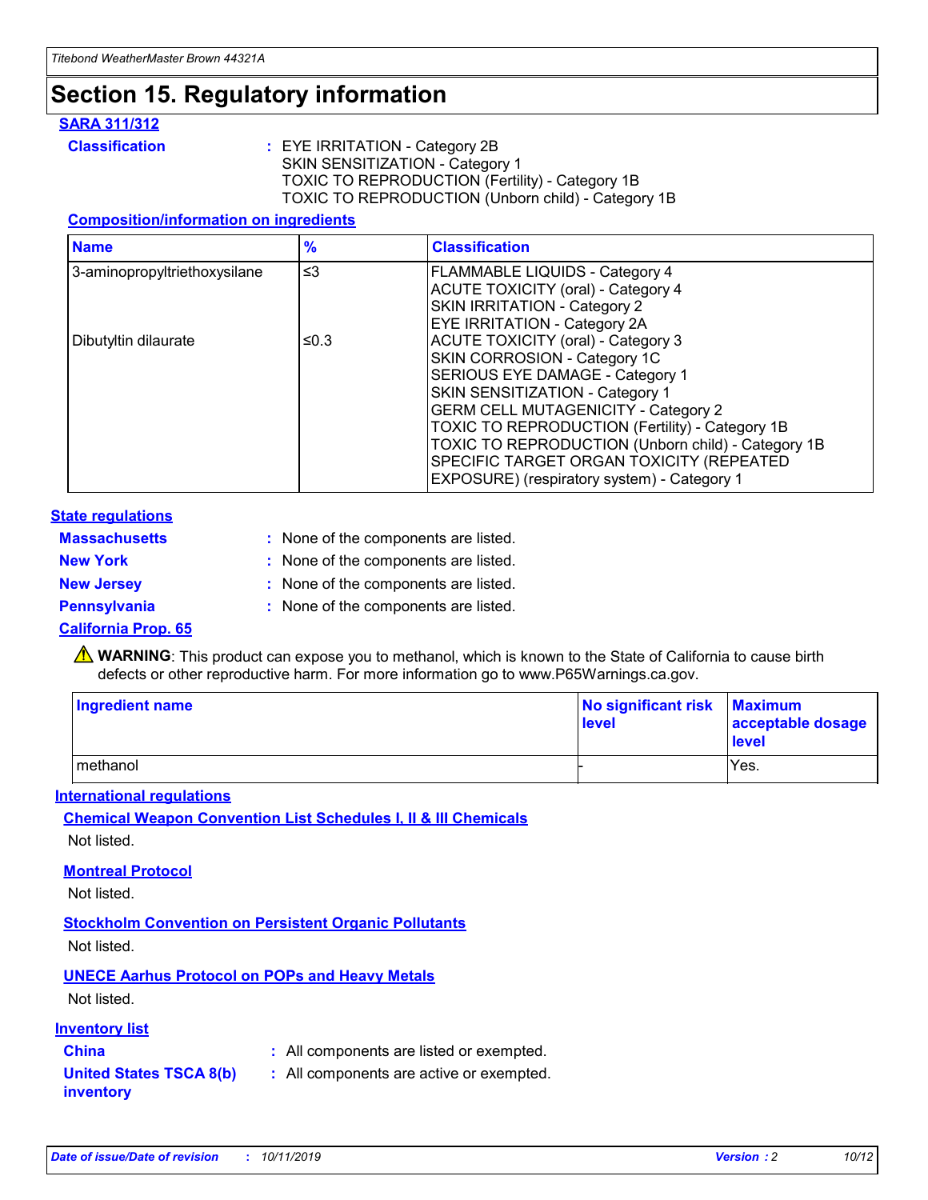# Section 15. Regulatory information

**SARA 311/312**

**Classification** : EYE IRRITATION - Category 2B
SKIN SENSITIZATION - Category 1
TOXIC TO REPRODUCTION (Fertility) - Category 1B
TOXIC TO REPRODUCTION (Unborn child) - Category 1B

**Composition/information on ingredients**

| Name | % | Classification |
|---|---|---|
| 3-aminopropyltriethoxysilane | ≤3 | FLAMMABLE LIQUIDS - Category 4<br>ACUTE TOXICITY (oral) - Category 4<br>SKIN IRRITATION - Category 2<br>EYE IRRITATION - Category 2A |
| Dibutyltin dilaurate | ≤0.3 | ACUTE TOXICITY (oral) - Category 3<br>SKIN CORROSION - Category 1C<br>SERIOUS EYE DAMAGE - Category 1<br>SKIN SENSITIZATION - Category 1<br>GERM CELL MUTAGENICITY - Category 2<br>TOXIC TO REPRODUCTION (Fertility) - Category 1B<br>TOXIC TO REPRODUCTION (Unborn child) - Category 1B<br>SPECIFIC TARGET ORGAN TOXICITY (REPEATED EXPOSURE) (respiratory system) - Category 1 |

**State regulations**

**Massachusetts** : None of the components are listed.

**New York** : None of the components are listed.

**New Jersey** : None of the components are listed.

**Pennsylvania** : None of the components are listed.

**California Prop. 65**

⚠ **WARNING**: This product can expose you to methanol, which is known to the State of California to cause birth defects or other reproductive harm. For more information go to www.P65Warnings.ca.gov.

| Ingredient name | No significant risk level | Maximum acceptable dosage level |
|---|---|---|
| methanol | - | Yes. |

**International regulations**

**Chemical Weapon Convention List Schedules I, II & III Chemicals**

Not listed.

**Montreal Protocol**

Not listed.

**Stockholm Convention on Persistent Organic Pollutants**

Not listed.

**UNECE Aarhus Protocol on POPs and Heavy Metals**

Not listed.

**Inventory list**

**China** : All components are listed or exempted.

**United States TSCA 8(b) inventory** : All components are active or exempted.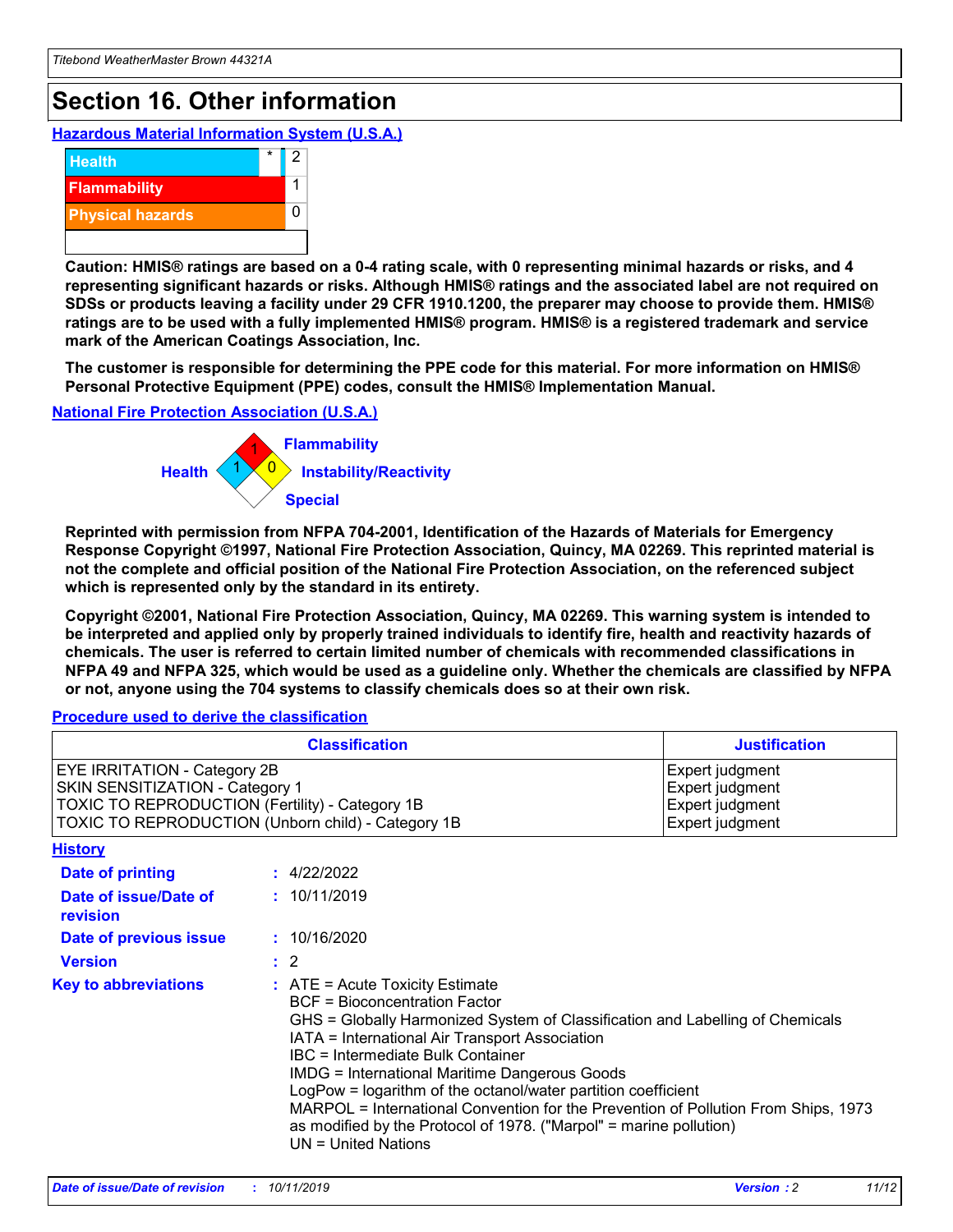# Section 16. Other information

## Hazardous Material Information System (U.S.A.)

| | | |
|---|---|---|
| Health | * | 2 |
| Flammability | | 1 |
| Physical hazards | | 0 |

**Caution: HMIS® ratings are based on a 0-4 rating scale, with 0 representing minimal hazards or risks, and 4 representing significant hazards or risks. Although HMIS® ratings and the associated label are not required on SDSs or products leaving a facility under 29 CFR 1910.1200, the preparer may choose to provide them. HMIS® ratings are to be used with a fully implemented HMIS® program. HMIS® is a registered trademark and service mark of the American Coatings Association, Inc.**

**The customer is responsible for determining the PPE code for this material. For more information on HMIS® Personal Protective Equipment (PPE) codes, consult the HMIS® Implementation Manual.**

## National Fire Protection Association (U.S.A.)

Flammability: 1
Health: 1
Instability/Reactivity: 0
Special

**Reprinted with permission from NFPA 704-2001, Identification of the Hazards of Materials for Emergency Response Copyright ©1997, National Fire Protection Association, Quincy, MA 02269. This reprinted material is not the complete and official position of the National Fire Protection Association, on the referenced subject which is represented only by the standard in its entirety.**

**Copyright ©2001, National Fire Protection Association, Quincy, MA 02269. This warning system is intended to be interpreted and applied only by properly trained individuals to identify fire, health and reactivity hazards of chemicals. The user is referred to certain limited number of chemicals with recommended classifications in NFPA 49 and NFPA 325, which would be used as a guideline only. Whether the chemicals are classified by NFPA or not, anyone using the 704 systems to classify chemicals does so at their own risk.**

## Procedure used to derive the classification

| Classification | Justification |
|---|---|
| EYE IRRITATION - Category 2B | Expert judgment |
| SKIN SENSITIZATION - Category 1 | Expert judgment |
| TOXIC TO REPRODUCTION (Fertility) - Category 1B | Expert judgment |
| TOXIC TO REPRODUCTION (Unborn child) - Category 1B | Expert judgment |

## History

**Date of printing** : 4/22/2022

**Date of issue/Date of revision** : 10/11/2019

**Date of previous issue** : 10/16/2020

**Version** : 2

**Key to abbreviations** :
ATE = Acute Toxicity Estimate
BCF = Bioconcentration Factor
GHS = Globally Harmonized System of Classification and Labelling of Chemicals
IATA = International Air Transport Association
IBC = Intermediate Bulk Container
IMDG = International Maritime Dangerous Goods
LogPow = logarithm of the octanol/water partition coefficient
MARPOL = International Convention for the Prevention of Pollution From Ships, 1973 as modified by the Protocol of 1978. ("Marpol" = marine pollution)
UN = United Nations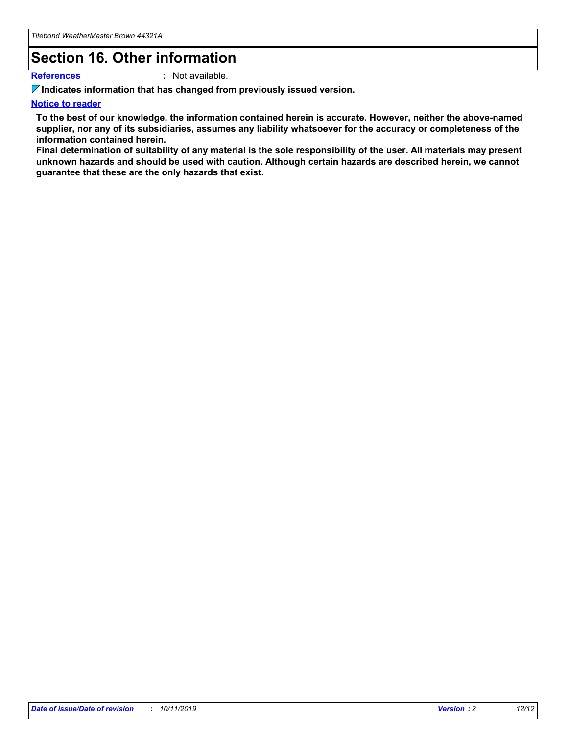# Section 16. Other information

**References** : Not available.

**Indicates information that has changed from previously issued version.**

**Notice to reader**

**To the best of our knowledge, the information contained herein is accurate. However, neither the above-named supplier, nor any of its subsidiaries, assumes any liability whatsoever for the accuracy or completeness of the information contained herein.**

**Final determination of suitability of any material is the sole responsibility of the user. All materials may present unknown hazards and should be used with caution. Although certain hazards are described herein, we cannot guarantee that these are the only hazards that exist.**